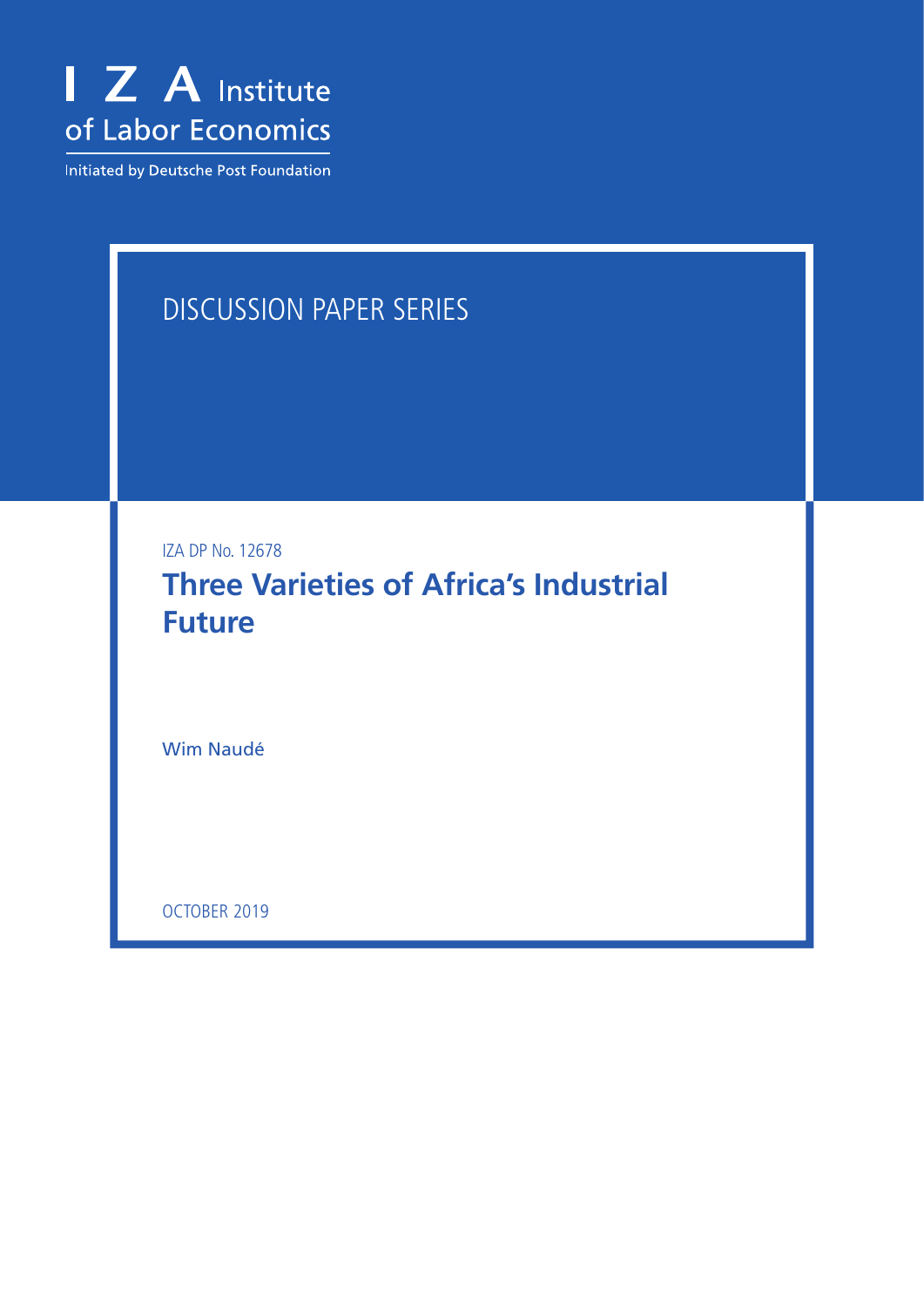I Z A Institute of Labor Economics

Initiated by Deutsche Post Foundation

DISCUSSION PAPER SERIES

IZA DP No. 12678

# Three Varieties of Africa's Industrial Future

Wim Naudé

OCTOBER 2019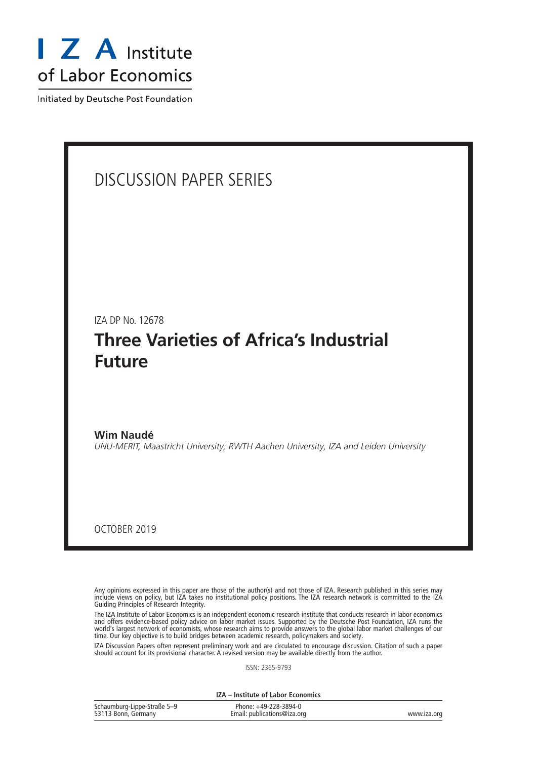# I Z A Institute of Labor Economics

Initiated by Deutsche Post Foundation

## DISCUSSION PAPER SERIES

IZA DP No. 12678

# Three Varieties of Africa's Industrial Future

**Wim Naudé**
*UNU-MERIT, Maastricht University, RWTH Aachen University, IZA and Leiden University*

OCTOBER 2019

Any opinions expressed in this paper are those of the author(s) and not those of IZA. Research published in this series may include views on policy, but IZA takes no institutional policy positions. The IZA research network is committed to the IZA Guiding Principles of Research Integrity.

The IZA Institute of Labor Economics is an independent economic research institute that conducts research in labor economics and offers evidence-based policy advice on labor market issues. Supported by the Deutsche Post Foundation, IZA runs the world's largest network of economists, whose research aims to provide answers to the global labor market challenges of our time. Our key objective is to build bridges between academic research, policymakers and society.

IZA Discussion Papers often represent preliminary work and are circulated to encourage discussion. Citation of such a paper should account for its provisional character. A revised version may be available directly from the author.

ISSN: 2365-9793

**IZA – Institute of Labor Economics**

| Schaumburg-Lippe-Straße 5–9<br>53113 Bonn, Germany | Phone: +49-228-3894-0<br>Email: publications@iza.org | www.iza.org |
|---|---|---|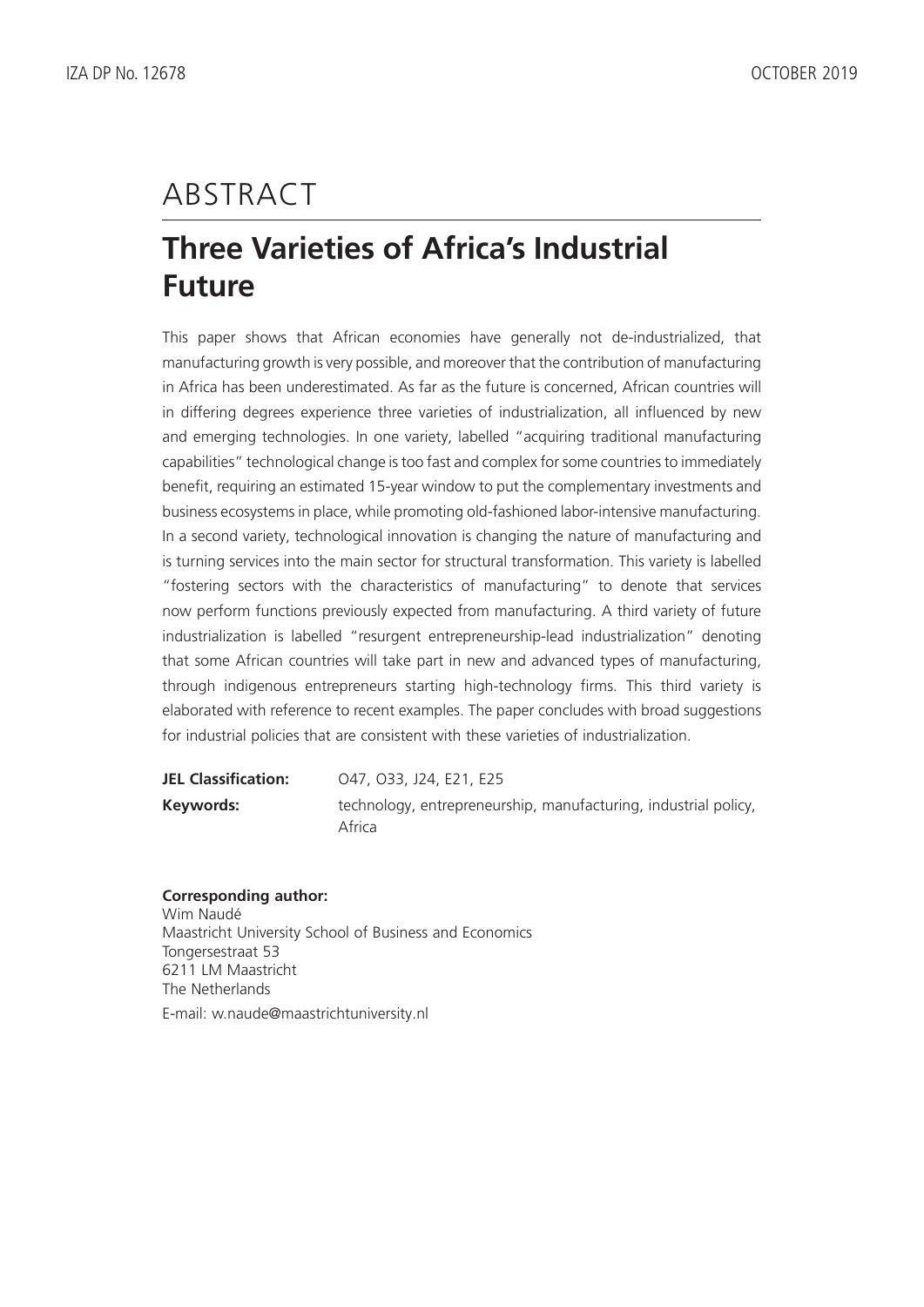# ABSTRACT

## Three Varieties of Africa's Industrial Future

This paper shows that African economies have generally not de-industrialized, that manufacturing growth is very possible, and moreover that the contribution of manufacturing in Africa has been underestimated. As far as the future is concerned, African countries will in differing degrees experience three varieties of industrialization, all influenced by new and emerging technologies. In one variety, labelled "acquiring traditional manufacturing capabilities" technological change is too fast and complex for some countries to immediately benefit, requiring an estimated 15-year window to put the complementary investments and business ecosystems in place, while promoting old-fashioned labor-intensive manufacturing. In a second variety, technological innovation is changing the nature of manufacturing and is turning services into the main sector for structural transformation. This variety is labelled "fostering sectors with the characteristics of manufacturing" to denote that services now perform functions previously expected from manufacturing. A third variety of future industrialization is labelled "resurgent entrepreneurship-lead industrialization" denoting that some African countries will take part in new and advanced types of manufacturing, through indigenous entrepreneurs starting high-technology firms. This third variety is elaborated with reference to recent examples. The paper concludes with broad suggestions for industrial policies that are consistent with these varieties of industrialization.

**JEL Classification:** O47, O33, J24, E21, E25

**Keywords:** technology, entrepreneurship, manufacturing, industrial policy, Africa

**Corresponding author:**
Wim Naudé
Maastricht University School of Business and Economics
Tongersestraat 53
6211 LM Maastricht
The Netherlands
E-mail: w.naude@maastrichtuniversity.nl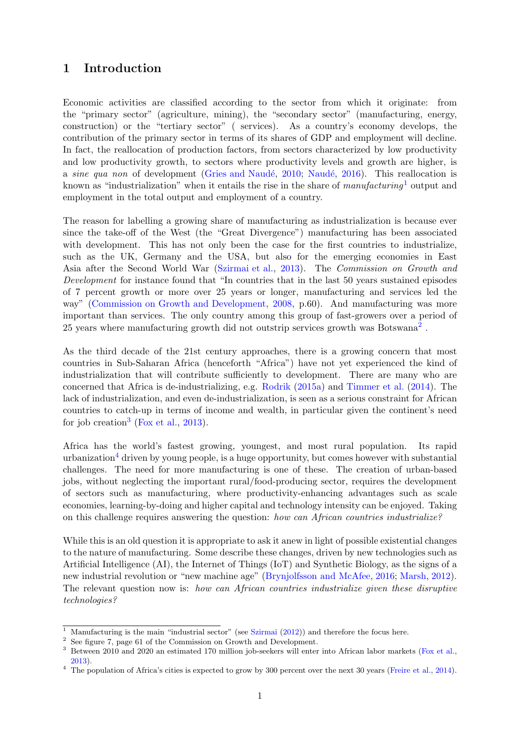## 1 Introduction

Economic activities are classified according to the sector from which it originate: from the "primary sector" (agriculture, mining), the "secondary sector" (manufacturing, energy, construction) or the "tertiary sector" ( services). As a country's economy develops, the contribution of the primary sector in terms of its shares of GDP and employment will decline. In fact, the reallocation of production factors, from sectors characterized by low productivity and low productivity growth, to sectors where productivity levels and growth are higher, is a *sine qua non* of development (Gries and Naudé, 2010; Naudé, 2016). This reallocation is known as "industrialization" when it entails the rise in the share of *manufacturing*[1] output and employment in the total output and employment of a country.

The reason for labelling a growing share of manufacturing as industrialization is because ever since the take-off of the West (the "Great Divergence") manufacturing has been associated with development. This has not only been the case for the first countries to industrialize, such as the UK, Germany and the USA, but also for the emerging economies in East Asia after the Second World War (Szirmai et al., 2013). The *Commission on Growth and Development* for instance found that "In countries that in the last 50 years sustained episodes of 7 percent growth or more over 25 years or longer, manufacturing and services led the way" (Commission on Growth and Development, 2008, p.60). And manufacturing was more important than services. The only country among this group of fast-growers over a period of 25 years where manufacturing growth did not outstrip services growth was Botswana[2] .

As the third decade of the 21st century approaches, there is a growing concern that most countries in Sub-Saharan Africa (henceforth "Africa") have not yet experienced the kind of industrialization that will contribute sufficiently to development. There are many who are concerned that Africa is de-industrializing, e.g. Rodrik (2015a) and Timmer et al. (2014). The lack of industrialization, and even de-industrialization, is seen as a serious constraint for African countries to catch-up in terms of income and wealth, in particular given the continent's need for job creation[3] (Fox et al., 2013).

Africa has the world's fastest growing, youngest, and most rural population. Its rapid urbanization[4] driven by young people, is a huge opportunity, but comes however with substantial challenges. The need for more manufacturing is one of these. The creation of urban-based jobs, without neglecting the important rural/food-producing sector, requires the development of sectors such as manufacturing, where productivity-enhancing advantages such as scale economies, learning-by-doing and higher capital and technology intensity can be enjoyed. Taking on this challenge requires answering the question: *how can African countries industrialize?*

While this is an old question it is appropriate to ask it anew in light of possible existential changes to the nature of manufacturing. Some describe these changes, driven by new technologies such as Artificial Intelligence (AI), the Internet of Things (IoT) and Synthetic Biology, as the signs of a new industrial revolution or "new machine age" (Brynjolfsson and McAfee, 2016; Marsh, 2012). The relevant question now is: *how can African countries industrialize given these disruptive technologies?*

[1] Manufacturing is the main "industrial sector" (see Szirmai (2012)) and therefore the focus here.

[2] See figure 7, page 61 of the Commission on Growth and Development.

[3] Between 2010 and 2020 an estimated 170 million job-seekers will enter into African labor markets (Fox et al., 2013).

[4] The population of Africa's cities is expected to grow by 300 percent over the next 30 years (Freire et al., 2014).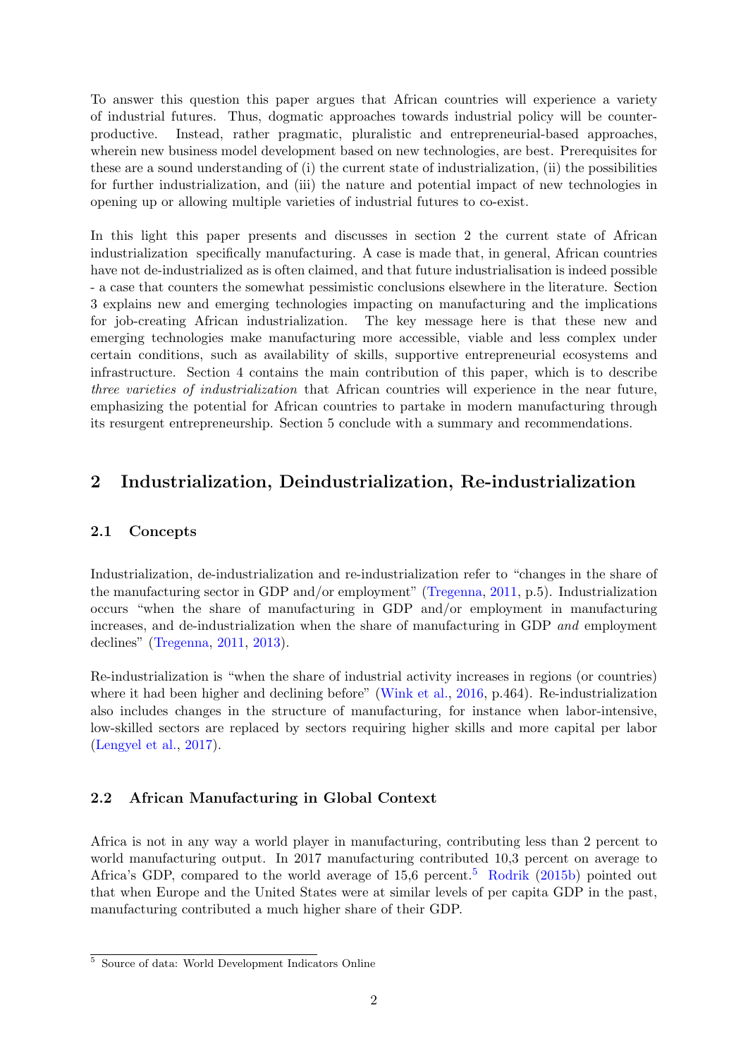To answer this question this paper argues that African countries will experience a variety of industrial futures. Thus, dogmatic approaches towards industrial policy will be counter-productive. Instead, rather pragmatic, pluralistic and entrepreneurial-based approaches, wherein new business model development based on new technologies, are best. Prerequisites for these are a sound understanding of (i) the current state of industrialization, (ii) the possibilities for further industrialization, and (iii) the nature and potential impact of new technologies in opening up or allowing multiple varieties of industrial futures to co-exist.

In this light this paper presents and discusses in section 2 the current state of African industrialization specifically manufacturing. A case is made that, in general, African countries have not de-industrialized as is often claimed, and that future industrialisation is indeed possible - a case that counters the somewhat pessimistic conclusions elsewhere in the literature. Section 3 explains new and emerging technologies impacting on manufacturing and the implications for job-creating African industrialization. The key message here is that these new and emerging technologies make manufacturing more accessible, viable and less complex under certain conditions, such as availability of skills, supportive entrepreneurial ecosystems and infrastructure. Section 4 contains the main contribution of this paper, which is to describe *three varieties of industrialization* that African countries will experience in the near future, emphasizing the potential for African countries to partake in modern manufacturing through its resurgent entrepreneurship. Section 5 conclude with a summary and recommendations.

## 2 Industrialization, Deindustrialization, Re-industrialization

### 2.1 Concepts

Industrialization, de-industrialization and re-industrialization refer to "changes in the share of the manufacturing sector in GDP and/or employment" (Tregenna, 2011, p.5). Industrialization occurs "when the share of manufacturing in GDP and/or employment in manufacturing increases, and de-industrialization when the share of manufacturing in GDP *and* employment declines" (Tregenna, 2011, 2013).

Re-industrialization is "when the share of industrial activity increases in regions (or countries) where it had been higher and declining before" (Wink et al., 2016, p.464). Re-industrialization also includes changes in the structure of manufacturing, for instance when labor-intensive, low-skilled sectors are replaced by sectors requiring higher skills and more capital per labor (Lengyel et al., 2017).

### 2.2 African Manufacturing in Global Context

Africa is not in any way a world player in manufacturing, contributing less than 2 percent to world manufacturing output. In 2017 manufacturing contributed 10,3 percent on average to Africa's GDP, compared to the world average of 15,6 percent.[5] Rodrik (2015b) pointed out that when Europe and the United States were at similar levels of per capita GDP in the past, manufacturing contributed a much higher share of their GDP.

[5] Source of data: World Development Indicators Online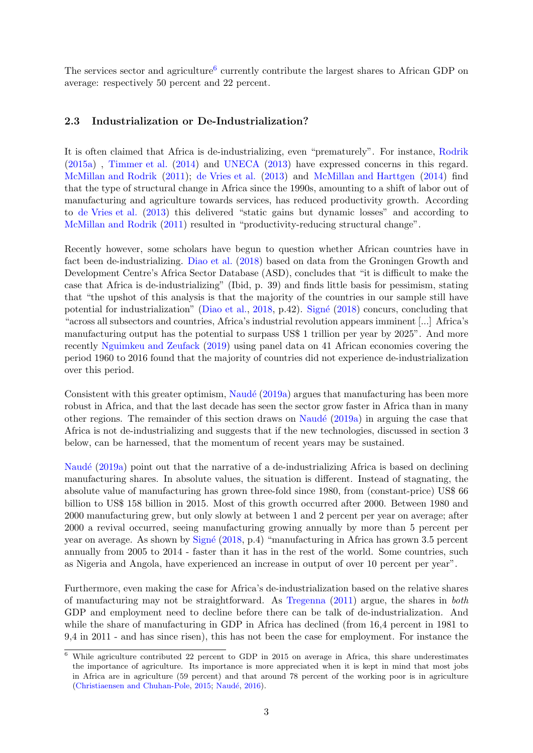The services sector and agriculture[6] currently contribute the largest shares to African GDP on average: respectively 50 percent and 22 percent.

### 2.3 Industrialization or De-Industrialization?

It is often claimed that Africa is de-industrializing, even "prematurely". For instance, Rodrik (2015a) , Timmer et al. (2014) and UNECA (2013) have expressed concerns in this regard. McMillan and Rodrik (2011); de Vries et al. (2013) and McMillan and Harttgen (2014) find that the type of structural change in Africa since the 1990s, amounting to a shift of labor out of manufacturing and agriculture towards services, has reduced productivity growth. According to de Vries et al. (2013) this delivered "static gains but dynamic losses" and according to McMillan and Rodrik (2011) resulted in "productivity-reducing structural change".

Recently however, some scholars have begun to question whether African countries have in fact been de-industrializing. Diao et al. (2018) based on data from the Groningen Growth and Development Centre's Africa Sector Database (ASD), concludes that "it is difficult to make the case that Africa is de-industrializing" (Ibid, p. 39) and finds little basis for pessimism, stating that "the upshot of this analysis is that the majority of the countries in our sample still have potential for industrialization" (Diao et al., 2018, p.42). Signé (2018) concurs, concluding that "across all subsectors and countries, Africa's industrial revolution appears imminent [...] Africa's manufacturing output has the potential to surpass US$ 1 trillion per year by 2025". And more recently Nguimkeu and Zeufack (2019) using panel data on 41 African economies covering the period 1960 to 2016 found that the majority of countries did not experience de-industrialization over this period.

Consistent with this greater optimism, Naudé (2019a) argues that manufacturing has been more robust in Africa, and that the last decade has seen the sector grow faster in Africa than in many other regions. The remainder of this section draws on Naudé (2019a) in arguing the case that Africa is not de-industrializing and suggests that if the new technologies, discussed in section 3 below, can be harnessed, that the momentum of recent years may be sustained.

Naudé (2019a) point out that the narrative of a de-industrializing Africa is based on declining manufacturing shares. In absolute values, the situation is different. Instead of stagnating, the absolute value of manufacturing has grown three-fold since 1980, from (constant-price) US$ 66 billion to US$ 158 billion in 2015. Most of this growth occurred after 2000. Between 1980 and 2000 manufacturing grew, but only slowly at between 1 and 2 percent per year on average; after 2000 a revival occurred, seeing manufacturing growing annually by more than 5 percent per year on average. As shown by Signé (2018, p.4) "manufacturing in Africa has grown 3.5 percent annually from 2005 to 2014 - faster than it has in the rest of the world. Some countries, such as Nigeria and Angola, have experienced an increase in output of over 10 percent per year".

Furthermore, even making the case for Africa's de-industrialization based on the relative shares of manufacturing may not be straightforward. As Tregenna (2011) argue, the shares in *both* GDP and employment need to decline before there can be talk of de-industrialization. And while the share of manufacturing in GDP in Africa has declined (from 16,4 percent in 1981 to 9,4 in 2011 - and has since risen), this has not been the case for employment. For instance the

[6] While agriculture contributed 22 percent to GDP in 2015 on average in Africa, this share underestimates the importance of agriculture. Its importance is more appreciated when it is kept in mind that most jobs in Africa are in agriculture (59 percent) and that around 78 percent of the working poor is in agriculture (Christiaensen and Chuhan-Pole, 2015; Naudé, 2016).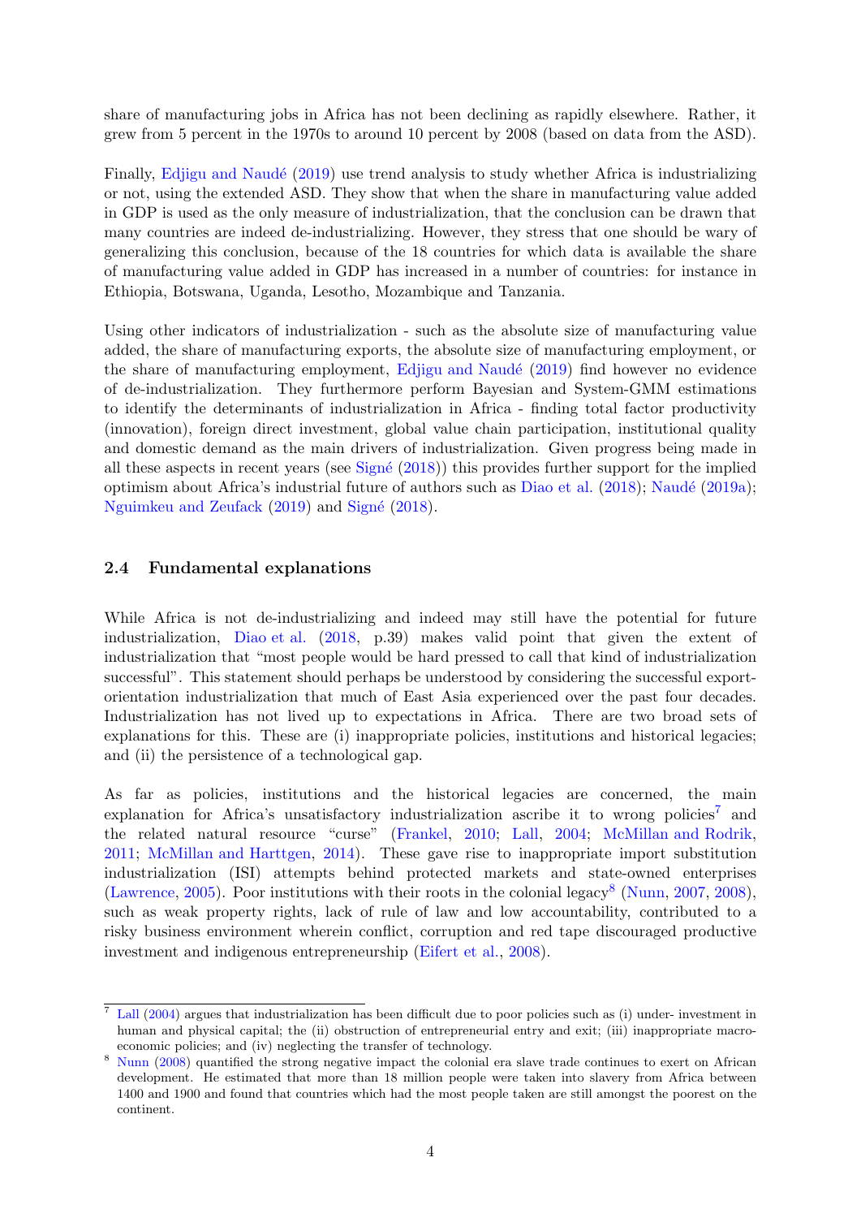share of manufacturing jobs in Africa has not been declining as rapidly elsewhere. Rather, it grew from 5 percent in the 1970s to around 10 percent by 2008 (based on data from the ASD).

Finally, Edjigu and Naudé (2019) use trend analysis to study whether Africa is industrializing or not, using the extended ASD. They show that when the share in manufacturing value added in GDP is used as the only measure of industrialization, that the conclusion can be drawn that many countries are indeed de-industrializing. However, they stress that one should be wary of generalizing this conclusion, because of the 18 countries for which data is available the share of manufacturing value added in GDP has increased in a number of countries: for instance in Ethiopia, Botswana, Uganda, Lesotho, Mozambique and Tanzania.

Using other indicators of industrialization - such as the absolute size of manufacturing value added, the share of manufacturing exports, the absolute size of manufacturing employment, or the share of manufacturing employment, Edjigu and Naudé (2019) find however no evidence of de-industrialization. They furthermore perform Bayesian and System-GMM estimations to identify the determinants of industrialization in Africa - finding total factor productivity (innovation), foreign direct investment, global value chain participation, institutional quality and domestic demand as the main drivers of industrialization. Given progress being made in all these aspects in recent years (see Signé (2018)) this provides further support for the implied optimism about Africa's industrial future of authors such as Diao et al. (2018); Naudé (2019a); Nguimkeu and Zeufack (2019) and Signé (2018).

### 2.4 Fundamental explanations

While Africa is not de-industrializing and indeed may still have the potential for future industrialization, Diao et al. (2018, p.39) makes valid point that given the extent of industrialization that "most people would be hard pressed to call that kind of industrialization successful". This statement should perhaps be understood by considering the successful export-orientation industrialization that much of East Asia experienced over the past four decades. Industrialization has not lived up to expectations in Africa. There are two broad sets of explanations for this. These are (i) inappropriate policies, institutions and historical legacies; and (ii) the persistence of a technological gap.

As far as policies, institutions and the historical legacies are concerned, the main explanation for Africa's unsatisfactory industrialization ascribe it to wrong policies[7] and the related natural resource "curse" (Frankel, 2010; Lall, 2004; McMillan and Rodrik, 2011; McMillan and Harttgen, 2014). These gave rise to inappropriate import substitution industrialization (ISI) attempts behind protected markets and state-owned enterprises (Lawrence, 2005). Poor institutions with their roots in the colonial legacy[8] (Nunn, 2007, 2008), such as weak property rights, lack of rule of law and low accountability, contributed to a risky business environment wherein conflict, corruption and red tape discouraged productive investment and indigenous entrepreneurship (Eifert et al., 2008).

[7] Lall (2004) argues that industrialization has been difficult due to poor policies such as (i) under- investment in human and physical capital; the (ii) obstruction of entrepreneurial entry and exit; (iii) inappropriate macro-economic policies; and (iv) neglecting the transfer of technology.

[8] Nunn (2008) quantified the strong negative impact the colonial era slave trade continues to exert on African development. He estimated that more than 18 million people were taken into slavery from Africa between 1400 and 1900 and found that countries which had the most people taken are still amongst the poorest on the continent.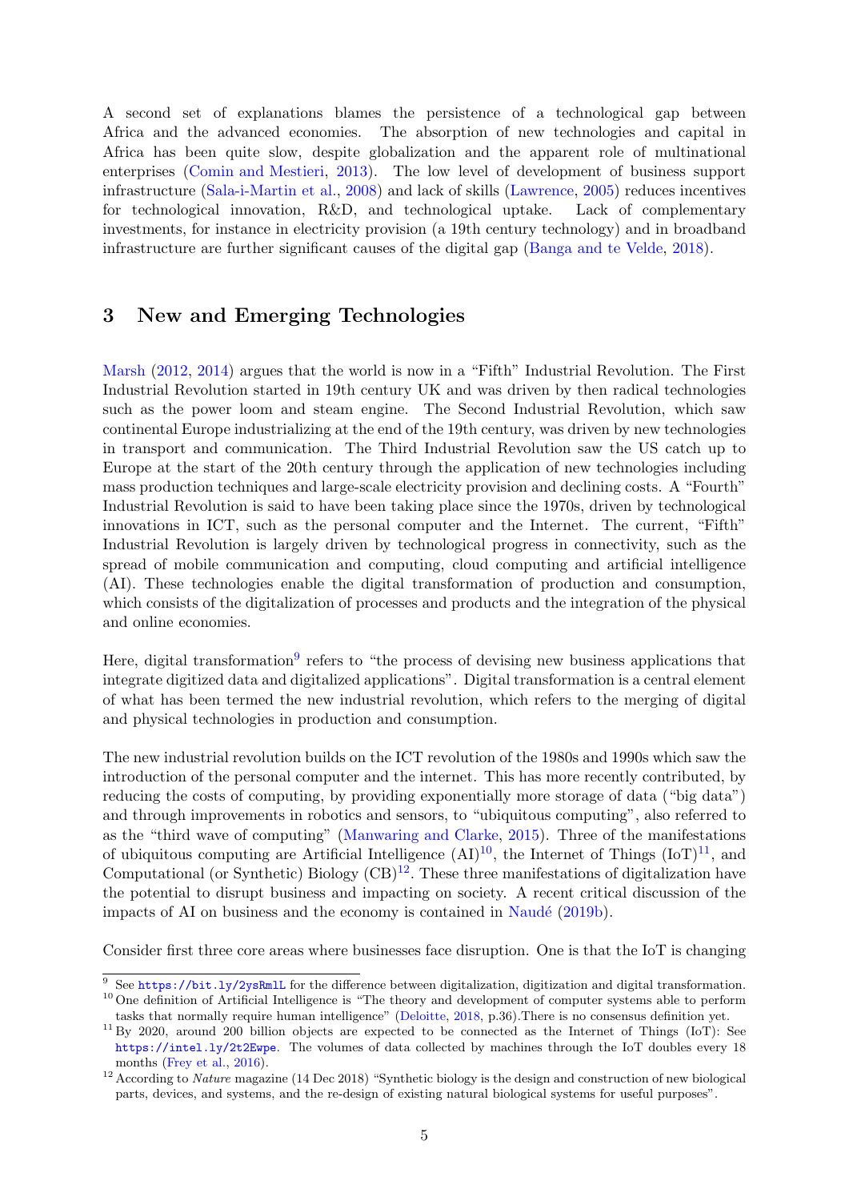A second set of explanations blames the persistence of a technological gap between Africa and the advanced economies. The absorption of new technologies and capital in Africa has been quite slow, despite globalization and the apparent role of multinational enterprises (Comin and Mestieri, 2013). The low level of development of business support infrastructure (Sala-i-Martin et al., 2008) and lack of skills (Lawrence, 2005) reduces incentives for technological innovation, R&D, and technological uptake. Lack of complementary investments, for instance in electricity provision (a 19th century technology) and in broadband infrastructure are further significant causes of the digital gap (Banga and te Velde, 2018).

## 3 New and Emerging Technologies

Marsh (2012, 2014) argues that the world is now in a "Fifth" Industrial Revolution. The First Industrial Revolution started in 19th century UK and was driven by then radical technologies such as the power loom and steam engine. The Second Industrial Revolution, which saw continental Europe industrializing at the end of the 19th century, was driven by new technologies in transport and communication. The Third Industrial Revolution saw the US catch up to Europe at the start of the 20th century through the application of new technologies including mass production techniques and large-scale electricity provision and declining costs. A "Fourth" Industrial Revolution is said to have been taking place since the 1970s, driven by technological innovations in ICT, such as the personal computer and the Internet. The current, "Fifth" Industrial Revolution is largely driven by technological progress in connectivity, such as the spread of mobile communication and computing, cloud computing and artificial intelligence (AI). These technologies enable the digital transformation of production and consumption, which consists of the digitalization of processes and products and the integration of the physical and online economies.

Here, digital transformation[9] refers to "the process of devising new business applications that integrate digitized data and digitalized applications". Digital transformation is a central element of what has been termed the new industrial revolution, which refers to the merging of digital and physical technologies in production and consumption.

The new industrial revolution builds on the ICT revolution of the 1980s and 1990s which saw the introduction of the personal computer and the internet. This has more recently contributed, by reducing the costs of computing, by providing exponentially more storage of data ("big data") and through improvements in robotics and sensors, to "ubiquitous computing", also referred to as the "third wave of computing" (Manwaring and Clarke, 2015). Three of the manifestations of ubiquitous computing are Artificial Intelligence (AI)[10], the Internet of Things (IoT)[11], and Computational (or Synthetic) Biology (CB)[12]. These three manifestations of digitalization have the potential to disrupt business and impacting on society. A recent critical discussion of the impacts of AI on business and the economy is contained in Naudé (2019b).

Consider first three core areas where businesses face disruption. One is that the IoT is changing

---

[9] See https://bit.ly/2ysRmlL for the difference between digitalization, digitization and digital transformation.

[10] One definition of Artificial Intelligence is "The theory and development of computer systems able to perform tasks that normally require human intelligence" (Deloitte, 2018, p.36).There is no consensus definition yet.

[11] By 2020, around 200 billion objects are expected to be connected as the Internet of Things (IoT): See https://intel.ly/2t2Ewpe. The volumes of data collected by machines through the IoT doubles every 18 months (Frey et al., 2016).

[12] According to *Nature* magazine (14 Dec 2018) "Synthetic biology is the design and construction of new biological parts, devices, and systems, and the re-design of existing natural biological systems for useful purposes".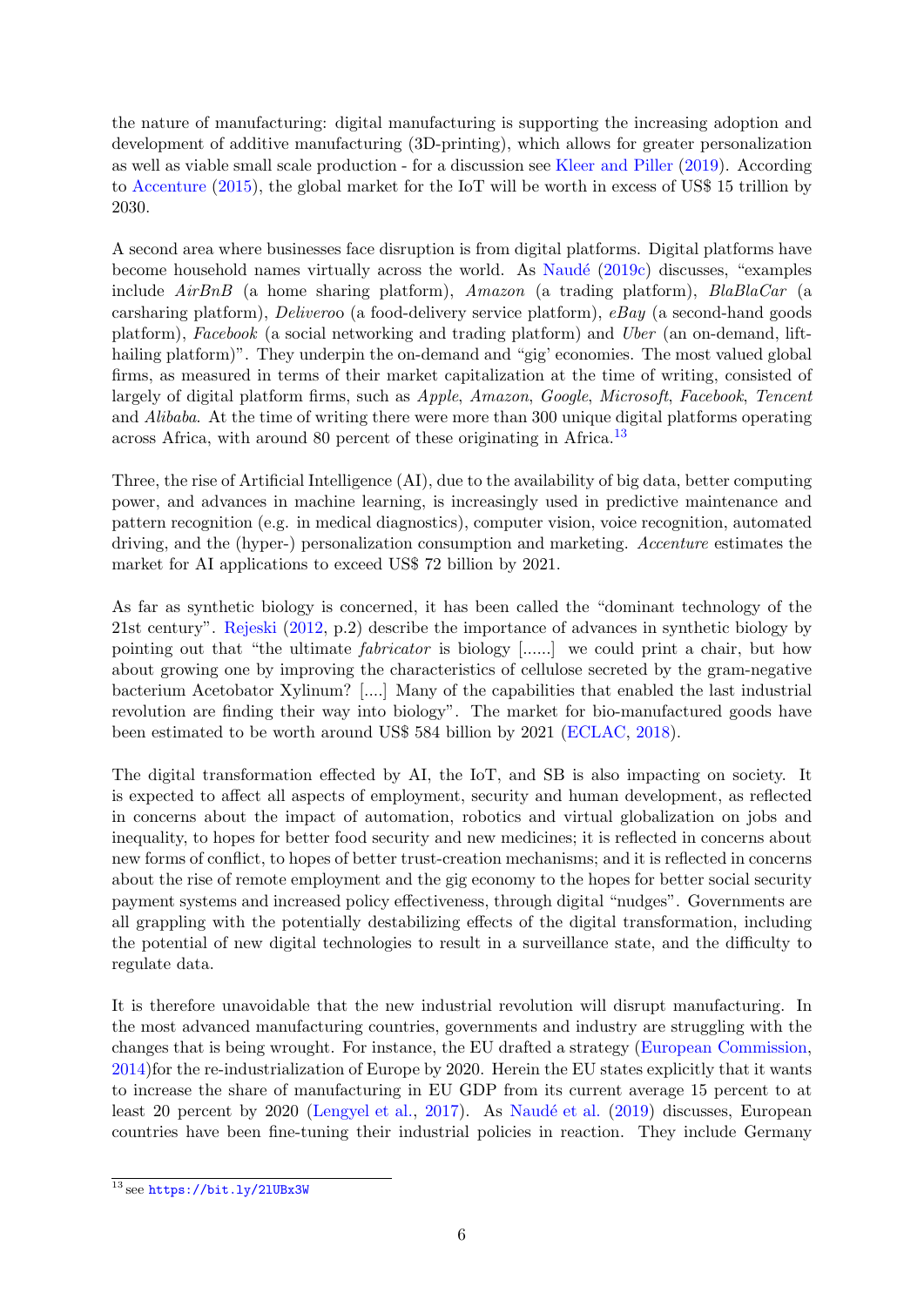the nature of manufacturing: digital manufacturing is supporting the increasing adoption and development of additive manufacturing (3D-printing), which allows for greater personalization as well as viable small scale production - for a discussion see Kleer and Piller (2019). According to Accenture (2015), the global market for the IoT will be worth in excess of US$ 15 trillion by 2030.

A second area where businesses face disruption is from digital platforms. Digital platforms have become household names virtually across the world. As Naudé (2019c) discusses, "examples include *AirBnB* (a home sharing platform), *Amazon* (a trading platform), *BlaBlaCar* (a carsharing platform), *Deliveroo* (a food-delivery service platform), *eBay* (a second-hand goods platform), *Facebook* (a social networking and trading platform) and *Uber* (an on-demand, lift-hailing platform)". They underpin the on-demand and "gig' economies. The most valued global firms, as measured in terms of their market capitalization at the time of writing, consisted of largely of digital platform firms, such as *Apple*, *Amazon*, *Google*, *Microsoft*, *Facebook*, *Tencent* and *Alibaba*. At the time of writing there were more than 300 unique digital platforms operating across Africa, with around 80 percent of these originating in Africa.[13]

Three, the rise of Artificial Intelligence (AI), due to the availability of big data, better computing power, and advances in machine learning, is increasingly used in predictive maintenance and pattern recognition (e.g. in medical diagnostics), computer vision, voice recognition, automated driving, and the (hyper-) personalization consumption and marketing. *Accenture* estimates the market for AI applications to exceed US$ 72 billion by 2021.

As far as synthetic biology is concerned, it has been called the "dominant technology of the 21st century". Rejeski (2012, p.2) describe the importance of advances in synthetic biology by pointing out that "the ultimate *fabricator* is biology [......] we could print a chair, but how about growing one by improving the characteristics of cellulose secreted by the gram-negative bacterium Acetobator Xylinum? [....] Many of the capabilities that enabled the last industrial revolution are finding their way into biology". The market for bio-manufactured goods have been estimated to be worth around US$ 584 billion by 2021 (ECLAC, 2018).

The digital transformation effected by AI, the IoT, and SB is also impacting on society. It is expected to affect all aspects of employment, security and human development, as reflected in concerns about the impact of automation, robotics and virtual globalization on jobs and inequality, to hopes for better food security and new medicines; it is reflected in concerns about new forms of conflict, to hopes of better trust-creation mechanisms; and it is reflected in concerns about the rise of remote employment and the gig economy to the hopes for better social security payment systems and increased policy effectiveness, through digital "nudges". Governments are all grappling with the potentially destabilizing effects of the digital transformation, including the potential of new digital technologies to result in a surveillance state, and the difficulty to regulate data.

It is therefore unavoidable that the new industrial revolution will disrupt manufacturing. In the most advanced manufacturing countries, governments and industry are struggling with the changes that is being wrought. For instance, the EU drafted a strategy (European Commission, 2014)for the re-industrialization of Europe by 2020. Herein the EU states explicitly that it wants to increase the share of manufacturing in EU GDP from its current average 15 percent to at least 20 percent by 2020 (Lengyel et al., 2017). As Naudé et al. (2019) discusses, European countries have been fine-tuning their industrial policies in reaction. They include Germany

[13] see https://bit.ly/2lUBx3W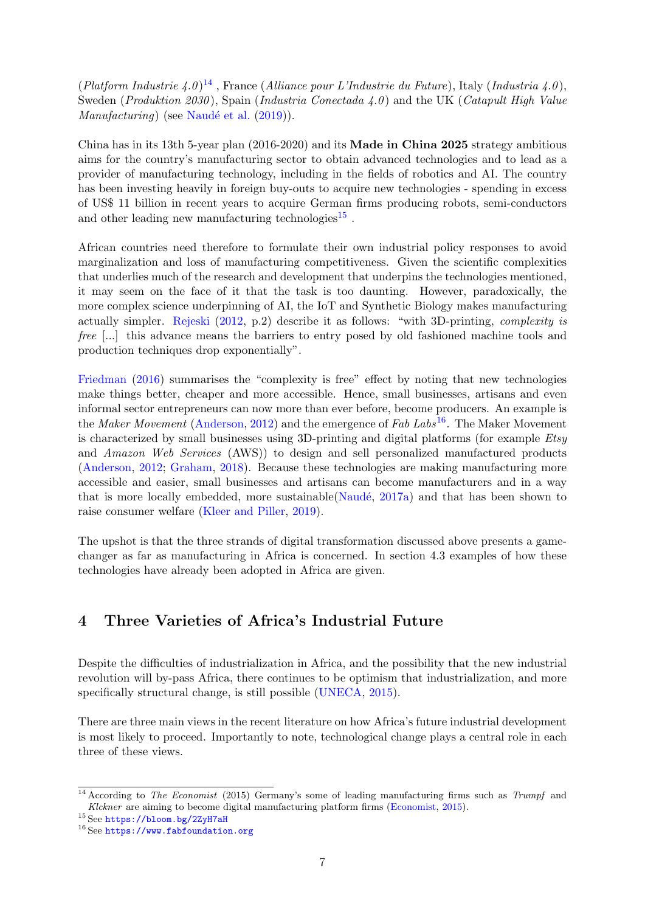(*Platform Industrie 4.0*)[14] , France (*Alliance pour L'Industrie du Future*), Italy (*Industria 4.0*), Sweden (*Produktion 2030*), Spain (*Industria Conectada 4.0*) and the UK (*Catapult High Value Manufacturing*) (see Naudé et al. (2019)).

China has in its 13th 5-year plan (2016-2020) and its **Made in China 2025** strategy ambitious aims for the country's manufacturing sector to obtain advanced technologies and to lead as a provider of manufacturing technology, including in the fields of robotics and AI. The country has been investing heavily in foreign buy-outs to acquire new technologies - spending in excess of US$ 11 billion in recent years to acquire German firms producing robots, semi-conductors and other leading new manufacturing technologies[15] .

African countries need therefore to formulate their own industrial policy responses to avoid marginalization and loss of manufacturing competitiveness. Given the scientific complexities that underlies much of the research and development that underpins the technologies mentioned, it may seem on the face of it that the task is too daunting. However, paradoxically, the more complex science underpinning of AI, the IoT and Synthetic Biology makes manufacturing actually simpler. Rejeski (2012, p.2) describe it as follows: "with 3D-printing, *complexity is free* [...] this advance means the barriers to entry posed by old fashioned machine tools and production techniques drop exponentially".

Friedman (2016) summarises the "complexity is free" effect by noting that new technologies make things better, cheaper and more accessible. Hence, small businesses, artisans and even informal sector entrepreneurs can now more than ever before, become producers. An example is the *Maker Movement* (Anderson, 2012) and the emergence of *Fab Labs*[16]. The Maker Movement is characterized by small businesses using 3D-printing and digital platforms (for example *Etsy* and *Amazon Web Services* (AWS)) to design and sell personalized manufactured products (Anderson, 2012; Graham, 2018). Because these technologies are making manufacturing more accessible and easier, small businesses and artisans can become manufacturers and in a way that is more locally embedded, more sustainable(Naudé, 2017a) and that has been shown to raise consumer welfare (Kleer and Piller, 2019).

The upshot is that the three strands of digital transformation discussed above presents a game-changer as far as manufacturing in Africa is concerned. In section 4.3 examples of how these technologies have already been adopted in Africa are given.

## 4 Three Varieties of Africa's Industrial Future

Despite the difficulties of industrialization in Africa, and the possibility that the new industrial revolution will by-pass Africa, there continues to be optimism that industrialization, and more specifically structural change, is still possible (UNECA, 2015).

There are three main views in the recent literature on how Africa's future industrial development is most likely to proceed. Importantly to note, technological change plays a central role in each three of these views.

---

[14] According to *The Economist* (2015) Germany's some of leading manufacturing firms such as *Trumpf* and *Klckner* are aiming to become digital manufacturing platform firms (Economist, 2015).

[15] See https://bloom.bg/2ZyH7aH

[16] See https://www.fabfoundation.org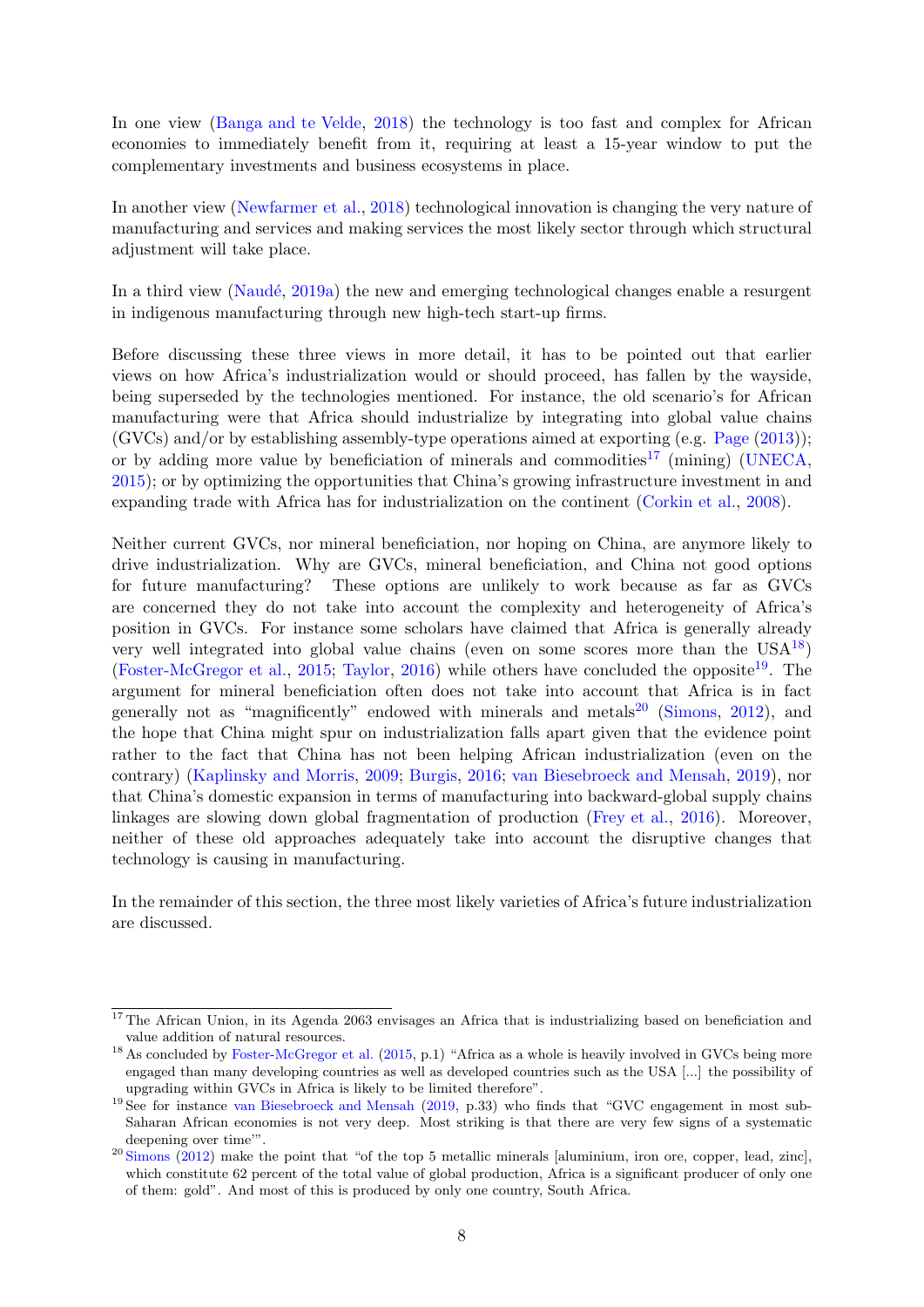In one view (Banga and te Velde, 2018) the technology is too fast and complex for African economies to immediately benefit from it, requiring at least a 15-year window to put the complementary investments and business ecosystems in place.

In another view (Newfarmer et al., 2018) technological innovation is changing the very nature of manufacturing and services and making services the most likely sector through which structural adjustment will take place.

In a third view (Naudé, 2019a) the new and emerging technological changes enable a resurgent in indigenous manufacturing through new high-tech start-up firms.

Before discussing these three views in more detail, it has to be pointed out that earlier views on how Africa's industrialization would or should proceed, has fallen by the wayside, being superseded by the technologies mentioned. For instance, the old scenario's for African manufacturing were that Africa should industrialize by integrating into global value chains (GVCs) and/or by establishing assembly-type operations aimed at exporting (e.g. Page (2013)); or by adding more value by beneficiation of minerals and commodities[17] (mining) (UNECA, 2015); or by optimizing the opportunities that China's growing infrastructure investment in and expanding trade with Africa has for industrialization on the continent (Corkin et al., 2008).

Neither current GVCs, nor mineral beneficiation, nor hoping on China, are anymore likely to drive industrialization. Why are GVCs, mineral beneficiation, and China not good options for future manufacturing? These options are unlikely to work because as far as GVCs are concerned they do not take into account the complexity and heterogeneity of Africa's position in GVCs. For instance some scholars have claimed that Africa is generally already very well integrated into global value chains (even on some scores more than the USA[18]) (Foster-McGregor et al., 2015; Taylor, 2016) while others have concluded the opposite[19]. The argument for mineral beneficiation often does not take into account that Africa is in fact generally not as "magnificently" endowed with minerals and metals[20] (Simons, 2012), and the hope that China might spur on industrialization falls apart given that the evidence point rather to the fact that China has not been helping African industrialization (even on the contrary) (Kaplinsky and Morris, 2009; Burgis, 2016; van Biesebroeck and Mensah, 2019), nor that China's domestic expansion in terms of manufacturing into backward-global supply chains linkages are slowing down global fragmentation of production (Frey et al., 2016). Moreover, neither of these old approaches adequately take into account the disruptive changes that technology is causing in manufacturing.

In the remainder of this section, the three most likely varieties of Africa's future industrialization are discussed.

---

[17] The African Union, in its Agenda 2063 envisages an Africa that is industrializing based on beneficiation and value addition of natural resources.

[18] As concluded by Foster-McGregor et al. (2015, p.1) "Africa as a whole is heavily involved in GVCs being more engaged than many developing countries as well as developed countries such as the USA [...] the possibility of upgrading within GVCs in Africa is likely to be limited therefore".

[19] See for instance van Biesebroeck and Mensah (2019, p.33) who finds that "GVC engagement in most sub-Saharan African economies is not very deep. Most striking is that there are very few signs of a systematic deepening over time'".

[20] Simons (2012) make the point that "of the top 5 metallic minerals [aluminium, iron ore, copper, lead, zinc], which constitute 62 percent of the total value of global production, Africa is a significant producer of only one of them: gold". And most of this is produced by only one country, South Africa.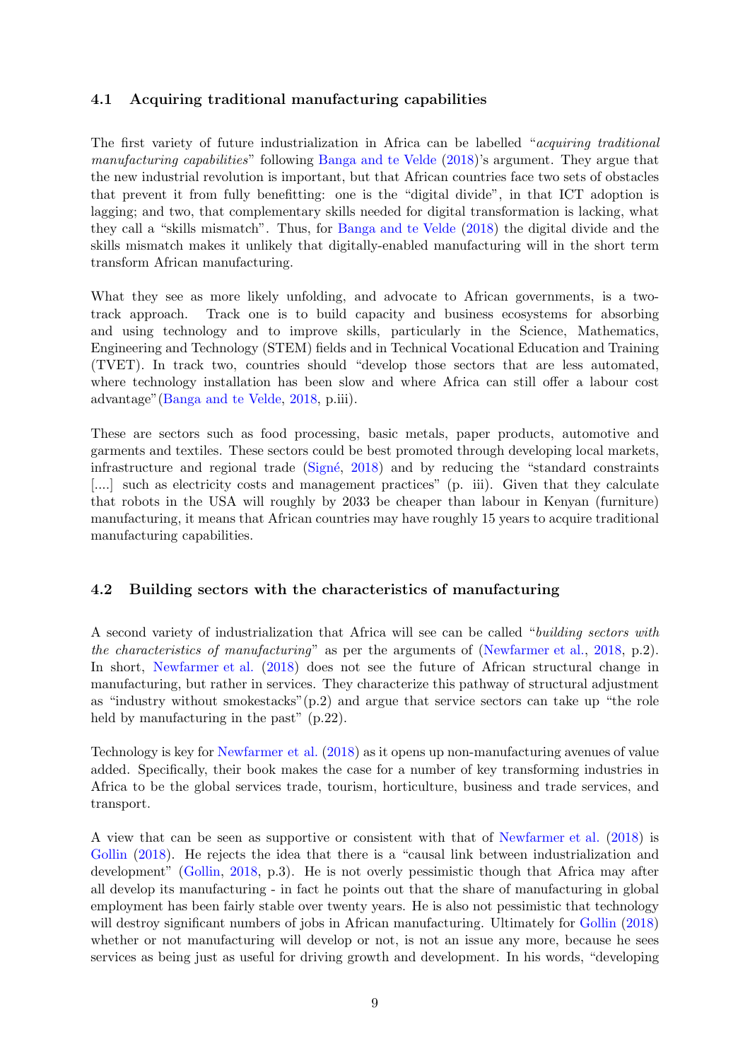### 4.1 Acquiring traditional manufacturing capabilities

The first variety of future industrialization in Africa can be labelled "*acquiring traditional manufacturing capabilities*" following Banga and te Velde (2018)'s argument. They argue that the new industrial revolution is important, but that African countries face two sets of obstacles that prevent it from fully benefitting: one is the "digital divide", in that ICT adoption is lagging; and two, that complementary skills needed for digital transformation is lacking, what they call a "skills mismatch". Thus, for Banga and te Velde (2018) the digital divide and the skills mismatch makes it unlikely that digitally-enabled manufacturing will in the short term transform African manufacturing.

What they see as more likely unfolding, and advocate to African governments, is a two-track approach. Track one is to build capacity and business ecosystems for absorbing and using technology and to improve skills, particularly in the Science, Mathematics, Engineering and Technology (STEM) fields and in Technical Vocational Education and Training (TVET). In track two, countries should "develop those sectors that are less automated, where technology installation has been slow and where Africa can still offer a labour cost advantage"(Banga and te Velde, 2018, p.iii).

These are sectors such as food processing, basic metals, paper products, automotive and garments and textiles. These sectors could be best promoted through developing local markets, infrastructure and regional trade (Signé, 2018) and by reducing the "standard constraints [....] such as electricity costs and management practices" (p. iii). Given that they calculate that robots in the USA will roughly by 2033 be cheaper than labour in Kenyan (furniture) manufacturing, it means that African countries may have roughly 15 years to acquire traditional manufacturing capabilities.

### 4.2 Building sectors with the characteristics of manufacturing

A second variety of industrialization that Africa will see can be called "*building sectors with the characteristics of manufacturing*" as per the arguments of (Newfarmer et al., 2018, p.2). In short, Newfarmer et al. (2018) does not see the future of African structural change in manufacturing, but rather in services. They characterize this pathway of structural adjustment as "industry without smokestacks"(p.2) and argue that service sectors can take up "the role held by manufacturing in the past" (p.22).

Technology is key for Newfarmer et al. (2018) as it opens up non-manufacturing avenues of value added. Specifically, their book makes the case for a number of key transforming industries in Africa to be the global services trade, tourism, horticulture, business and trade services, and transport.

A view that can be seen as supportive or consistent with that of Newfarmer et al. (2018) is Gollin (2018). He rejects the idea that there is a "causal link between industrialization and development" (Gollin, 2018, p.3). He is not overly pessimistic though that Africa may after all develop its manufacturing - in fact he points out that the share of manufacturing in global employment has been fairly stable over twenty years. He is also not pessimistic that technology will destroy significant numbers of jobs in African manufacturing. Ultimately for Gollin (2018) whether or not manufacturing will develop or not, is not an issue any more, because he sees services as being just as useful for driving growth and development. In his words, "developing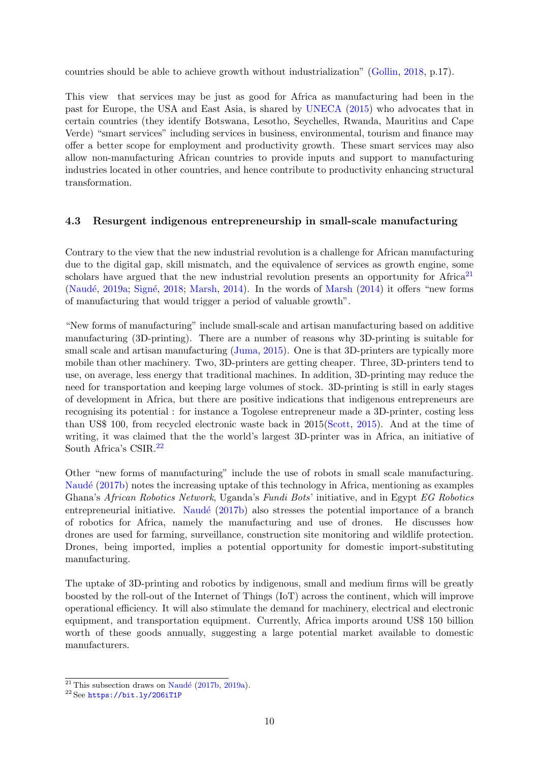countries should be able to achieve growth without industrialization" (Gollin, 2018, p.17).

This view that services may be just as good for Africa as manufacturing had been in the past for Europe, the USA and East Asia, is shared by UNECA (2015) who advocates that in certain countries (they identify Botswana, Lesotho, Seychelles, Rwanda, Mauritius and Cape Verde) "smart services" including services in business, environmental, tourism and finance may offer a better scope for employment and productivity growth. These smart services may also allow non-manufacturing African countries to provide inputs and support to manufacturing industries located in other countries, and hence contribute to productivity enhancing structural transformation.

### 4.3 Resurgent indigenous entrepreneurship in small-scale manufacturing

Contrary to the view that the new industrial revolution is a challenge for African manufacturing due to the digital gap, skill mismatch, and the equivalence of services as growth engine, some scholars have argued that the new industrial revolution presents an opportunity for Africa[21] (Naudé, 2019a; Signé, 2018; Marsh, 2014). In the words of Marsh (2014) it offers "new forms of manufacturing that would trigger a period of valuable growth".

"New forms of manufacturing" include small-scale and artisan manufacturing based on additive manufacturing (3D-printing). There are a number of reasons why 3D-printing is suitable for small scale and artisan manufacturing (Juma, 2015). One is that 3D-printers are typically more mobile than other machinery. Two, 3D-printers are getting cheaper. Three, 3D-printers tend to use, on average, less energy that traditional machines. In addition, 3D-printing may reduce the need for transportation and keeping large volumes of stock. 3D-printing is still in early stages of development in Africa, but there are positive indications that indigenous entrepreneurs are recognising its potential : for instance a Togolese entrepreneur made a 3D-printer, costing less than US$ 100, from recycled electronic waste back in 2015(Scott, 2015). And at the time of writing, it was claimed that the the world's largest 3D-printer was in Africa, an initiative of South Africa's CSIR.[22]

Other "new forms of manufacturing" include the use of robots in small scale manufacturing. Naudé (2017b) notes the increasing uptake of this technology in Africa, mentioning as examples Ghana's *African Robotics Network*, Uganda's *Fundi Bots*' initiative, and in Egypt *EG Robotics* entrepreneurial initiative. Naudé (2017b) also stresses the potential importance of a branch of robotics for Africa, namely the manufacturing and use of drones. He discusses how drones are used for farming, surveillance, construction site monitoring and wildlife protection. Drones, being imported, implies a potential opportunity for domestic import-substituting manufacturing.

The uptake of 3D-printing and robotics by indigenous, small and medium firms will be greatly boosted by the roll-out of the Internet of Things (IoT) across the continent, which will improve operational efficiency. It will also stimulate the demand for machinery, electrical and electronic equipment, and transportation equipment. Currently, Africa imports around US$ 150 billion worth of these goods annually, suggesting a large potential market available to domestic manufacturers.

---

[21] This subsection draws on Naudé (2017b, 2019a).

[22] See https://bit.ly/2O6iT1P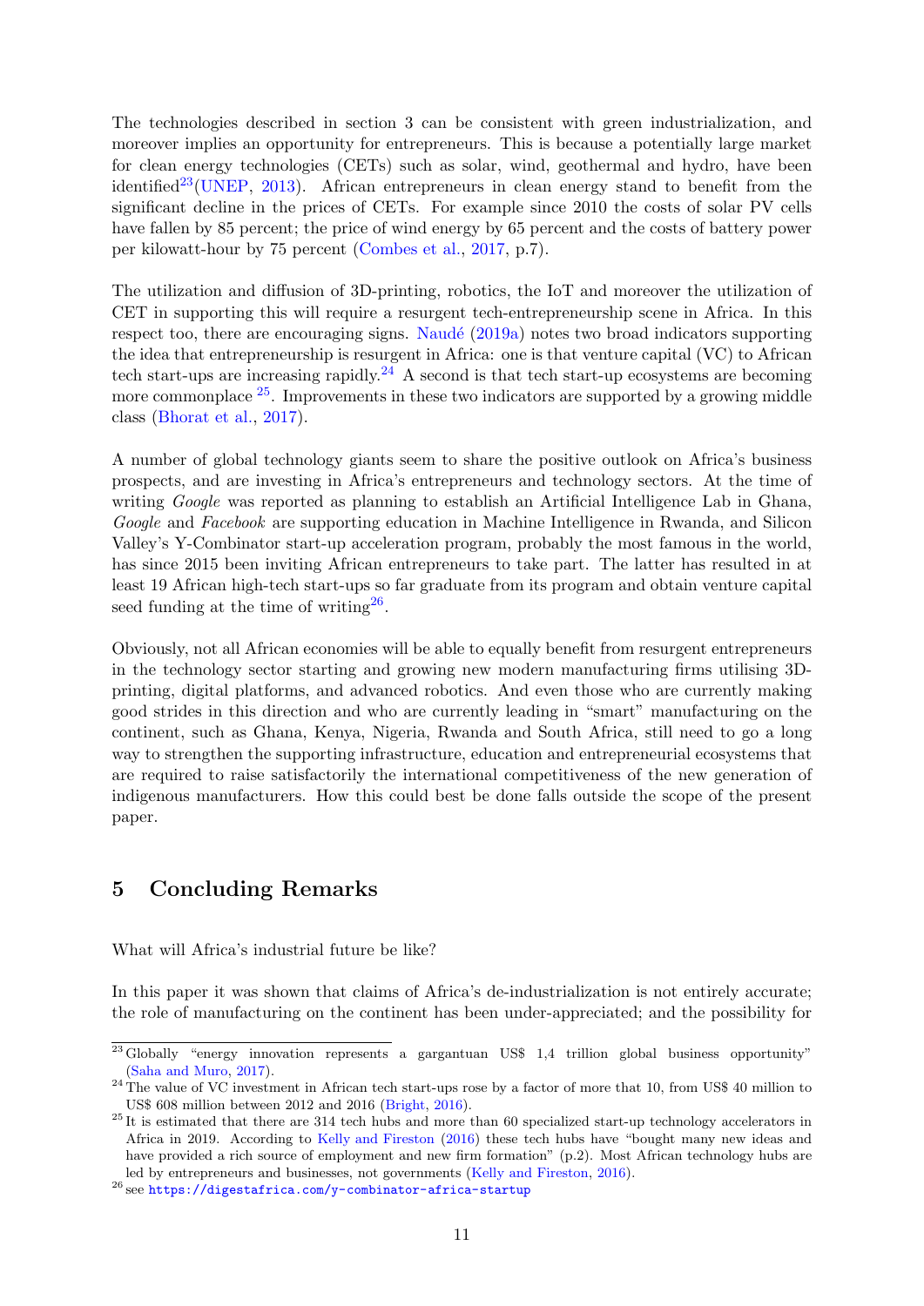The technologies described in section 3 can be consistent with green industrialization, and moreover implies an opportunity for entrepreneurs. This is because a potentially large market for clean energy technologies (CETs) such as solar, wind, geothermal and hydro, have been identified[23](UNEP, 2013). African entrepreneurs in clean energy stand to benefit from the significant decline in the prices of CETs. For example since 2010 the costs of solar PV cells have fallen by 85 percent; the price of wind energy by 65 percent and the costs of battery power per kilowatt-hour by 75 percent (Combes et al., 2017, p.7).

The utilization and diffusion of 3D-printing, robotics, the IoT and moreover the utilization of CET in supporting this will require a resurgent tech-entrepreneurship scene in Africa. In this respect too, there are encouraging signs. Naudé (2019a) notes two broad indicators supporting the idea that entrepreneurship is resurgent in Africa: one is that venture capital (VC) to African tech start-ups are increasing rapidly.[24] A second is that tech start-up ecosystems are becoming more commonplace [25]. Improvements in these two indicators are supported by a growing middle class (Bhorat et al., 2017).

A number of global technology giants seem to share the positive outlook on Africa's business prospects, and are investing in Africa's entrepreneurs and technology sectors. At the time of writing *Google* was reported as planning to establish an Artificial Intelligence Lab in Ghana, *Google* and *Facebook* are supporting education in Machine Intelligence in Rwanda, and Silicon Valley's Y-Combinator start-up acceleration program, probably the most famous in the world, has since 2015 been inviting African entrepreneurs to take part. The latter has resulted in at least 19 African high-tech start-ups so far graduate from its program and obtain venture capital seed funding at the time of writing[26].

Obviously, not all African economies will be able to equally benefit from resurgent entrepreneurs in the technology sector starting and growing new modern manufacturing firms utilising 3D-printing, digital platforms, and advanced robotics. And even those who are currently making good strides in this direction and who are currently leading in "smart" manufacturing on the continent, such as Ghana, Kenya, Nigeria, Rwanda and South Africa, still need to go a long way to strengthen the supporting infrastructure, education and entrepreneurial ecosystems that are required to raise satisfactorily the international competitiveness of the new generation of indigenous manufacturers. How this could best be done falls outside the scope of the present paper.

## 5 Concluding Remarks

What will Africa's industrial future be like?

In this paper it was shown that claims of Africa's de-industrialization is not entirely accurate; the role of manufacturing on the continent has been under-appreciated; and the possibility for

---

[23] Globally "energy innovation represents a gargantuan US$ 1,4 trillion global business opportunity" (Saha and Muro, 2017).

[24] The value of VC investment in African tech start-ups rose by a factor of more that 10, from US$ 40 million to US$ 608 million between 2012 and 2016 (Bright, 2016).

[25] It is estimated that there are 314 tech hubs and more than 60 specialized start-up technology accelerators in Africa in 2019. According to Kelly and Fireston (2016) these tech hubs have "bought many new ideas and have provided a rich source of employment and new firm formation" (p.2). Most African technology hubs are led by entrepreneurs and businesses, not governments (Kelly and Fireston, 2016).

[26] see https://digestafrica.com/y-combinator-africa-startup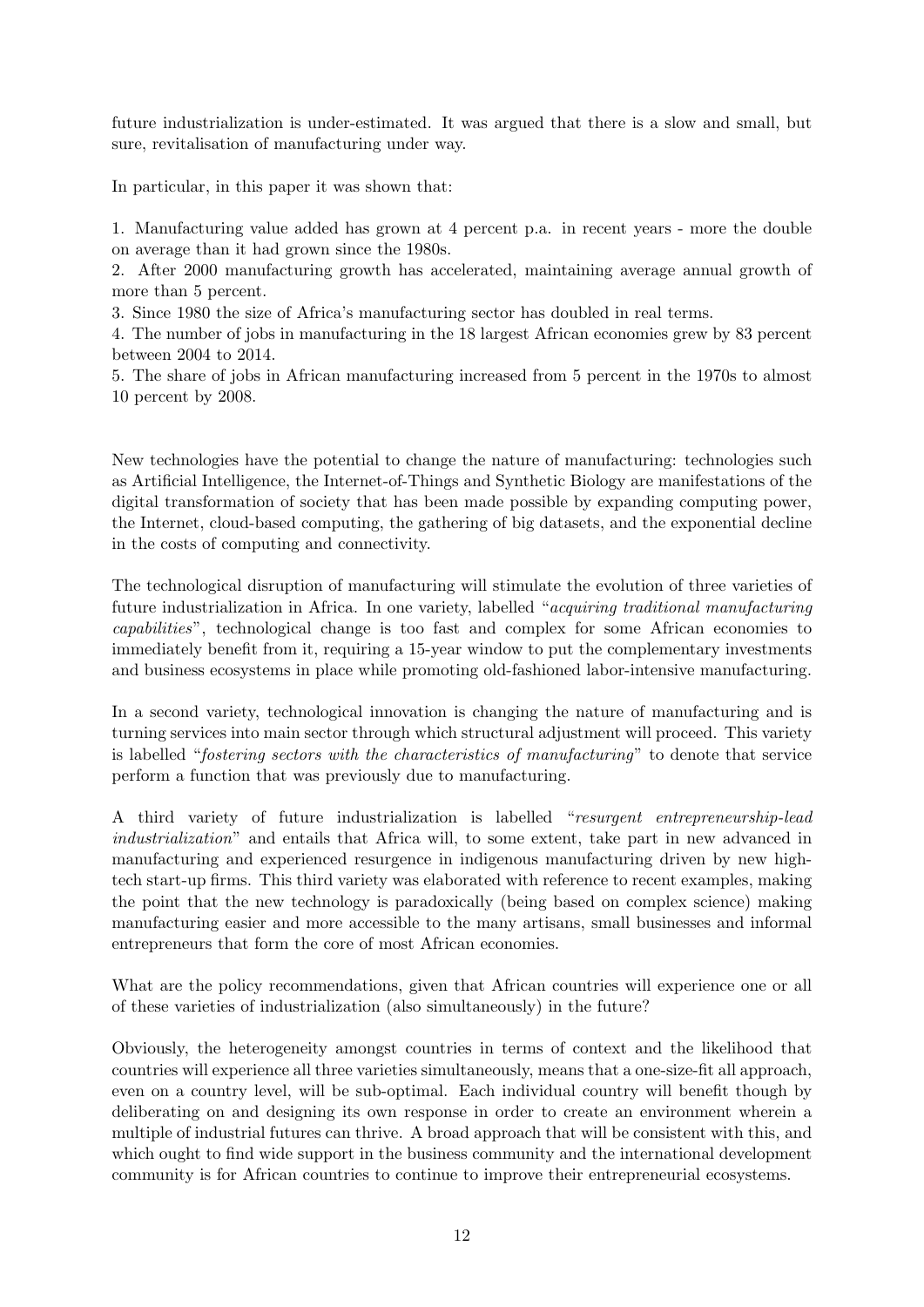future industrialization is under-estimated. It was argued that there is a slow and small, but sure, revitalisation of manufacturing under way.

In particular, in this paper it was shown that:

1. Manufacturing value added has grown at 4 percent p.a. in recent years - more the double on average than it had grown since the 1980s.
2. After 2000 manufacturing growth has accelerated, maintaining average annual growth of more than 5 percent.
3. Since 1980 the size of Africa's manufacturing sector has doubled in real terms.
4. The number of jobs in manufacturing in the 18 largest African economies grew by 83 percent between 2004 to 2014.
5. The share of jobs in African manufacturing increased from 5 percent in the 1970s to almost 10 percent by 2008.

New technologies have the potential to change the nature of manufacturing: technologies such as Artificial Intelligence, the Internet-of-Things and Synthetic Biology are manifestations of the digital transformation of society that has been made possible by expanding computing power, the Internet, cloud-based computing, the gathering of big datasets, and the exponential decline in the costs of computing and connectivity.

The technological disruption of manufacturing will stimulate the evolution of three varieties of future industrialization in Africa. In one variety, labelled "*acquiring traditional manufacturing capabilities*", technological change is too fast and complex for some African economies to immediately benefit from it, requiring a 15-year window to put the complementary investments and business ecosystems in place while promoting old-fashioned labor-intensive manufacturing.

In a second variety, technological innovation is changing the nature of manufacturing and is turning services into main sector through which structural adjustment will proceed. This variety is labelled "*fostering sectors with the characteristics of manufacturing*" to denote that service perform a function that was previously due to manufacturing.

A third variety of future industrialization is labelled "*resurgent entrepreneurship-lead industrialization*" and entails that Africa will, to some extent, take part in new advanced in manufacturing and experienced resurgence in indigenous manufacturing driven by new high-tech start-up firms. This third variety was elaborated with reference to recent examples, making the point that the new technology is paradoxically (being based on complex science) making manufacturing easier and more accessible to the many artisans, small businesses and informal entrepreneurs that form the core of most African economies.

What are the policy recommendations, given that African countries will experience one or all of these varieties of industrialization (also simultaneously) in the future?

Obviously, the heterogeneity amongst countries in terms of context and the likelihood that countries will experience all three varieties simultaneously, means that a one-size-fit all approach, even on a country level, will be sub-optimal. Each individual country will benefit though by deliberating on and designing its own response in order to create an environment wherein a multiple of industrial futures can thrive. A broad approach that will be consistent with this, and which ought to find wide support in the business community and the international development community is for African countries to continue to improve their entrepreneurial ecosystems.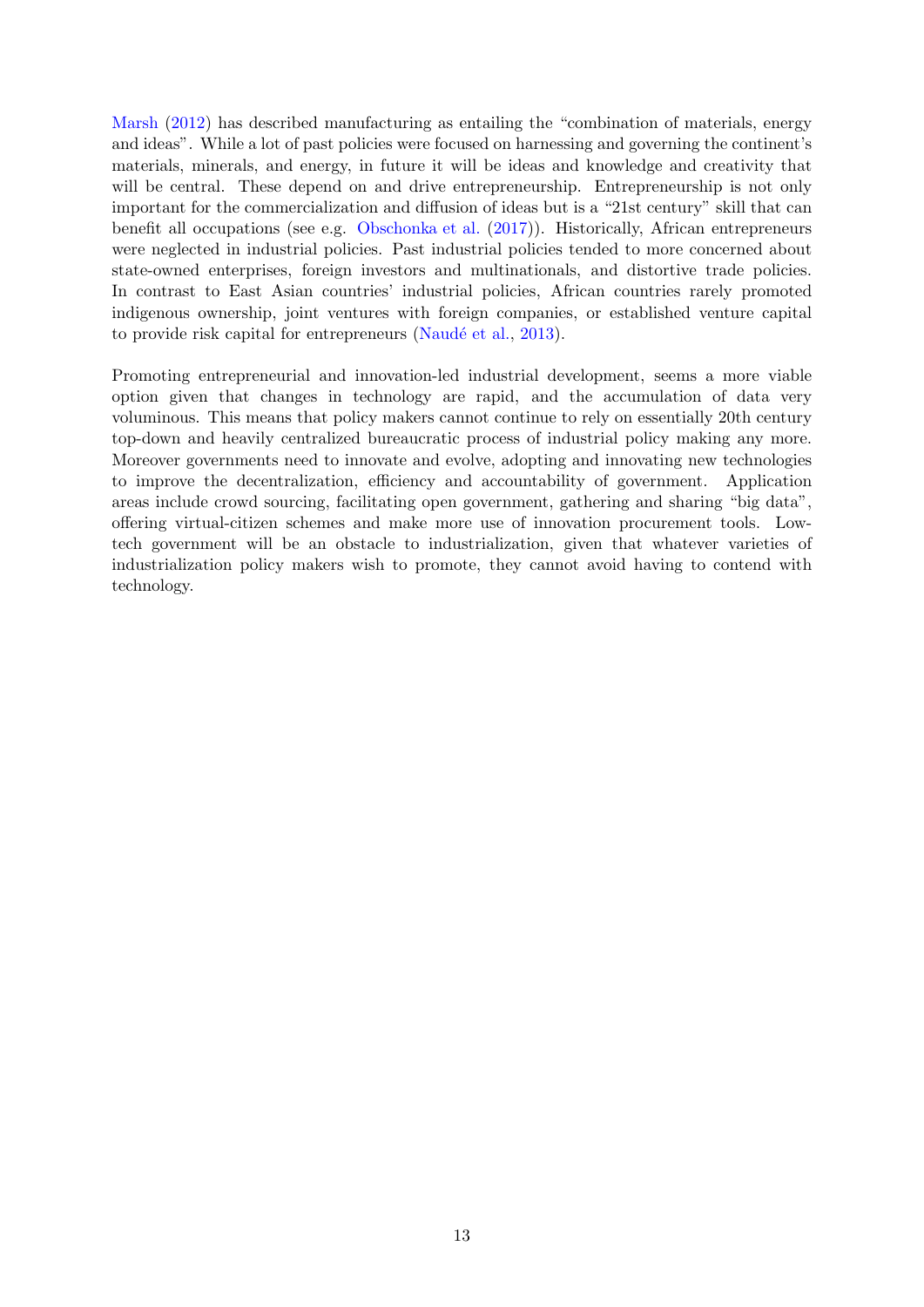Marsh (2012) has described manufacturing as entailing the "combination of materials, energy and ideas". While a lot of past policies were focused on harnessing and governing the continent's materials, minerals, and energy, in future it will be ideas and knowledge and creativity that will be central. These depend on and drive entrepreneurship. Entrepreneurship is not only important for the commercialization and diffusion of ideas but is a "21st century" skill that can benefit all occupations (see e.g. Obschonka et al. (2017)). Historically, African entrepreneurs were neglected in industrial policies. Past industrial policies tended to more concerned about state-owned enterprises, foreign investors and multinationals, and distortive trade policies. In contrast to East Asian countries' industrial policies, African countries rarely promoted indigenous ownership, joint ventures with foreign companies, or established venture capital to provide risk capital for entrepreneurs (Naudé et al., 2013).

Promoting entrepreneurial and innovation-led industrial development, seems a more viable option given that changes in technology are rapid, and the accumulation of data very voluminous. This means that policy makers cannot continue to rely on essentially 20th century top-down and heavily centralized bureaucratic process of industrial policy making any more. Moreover governments need to innovate and evolve, adopting and innovating new technologies to improve the decentralization, efficiency and accountability of government. Application areas include crowd sourcing, facilitating open government, gathering and sharing "big data", offering virtual-citizen schemes and make more use of innovation procurement tools. Low-tech government will be an obstacle to industrialization, given that whatever varieties of industrialization policy makers wish to promote, they cannot avoid having to contend with technology.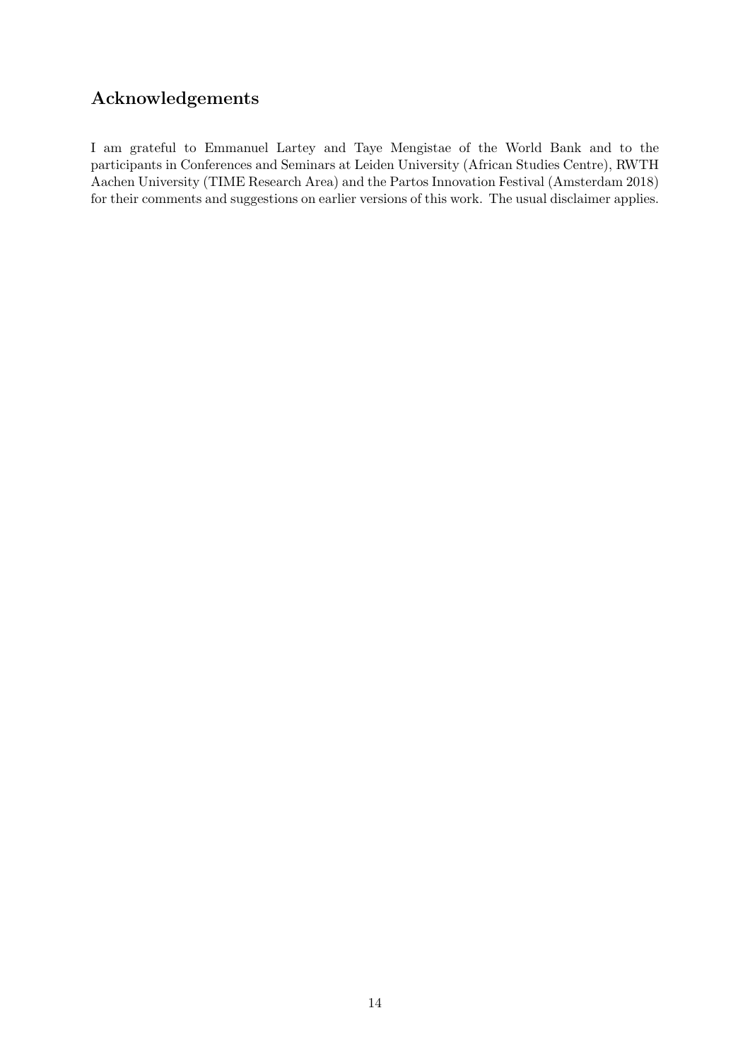## Acknowledgements

I am grateful to Emmanuel Lartey and Taye Mengistae of the World Bank and to the participants in Conferences and Seminars at Leiden University (African Studies Centre), RWTH Aachen University (TIME Research Area) and the Partos Innovation Festival (Amsterdam 2018) for their comments and suggestions on earlier versions of this work. The usual disclaimer applies.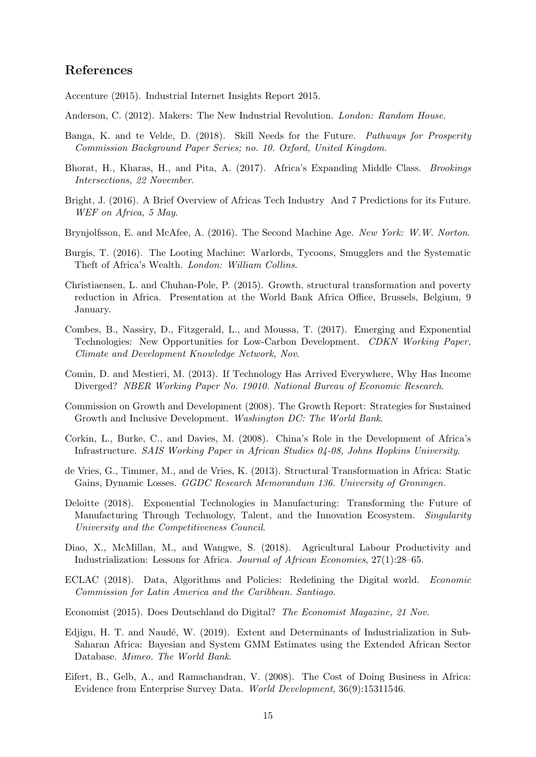## References

Accenture (2015). Industrial Internet Insights Report 2015.

Anderson, C. (2012). Makers: The New Industrial Revolution. *London: Random House*.

Banga, K. and te Velde, D. (2018). Skill Needs for the Future. *Pathways for Prosperity Commission Background Paper Series; no. 10. Oxford, United Kingdom*.

Bhorat, H., Kharas, H., and Pita, A. (2017). Africa's Expanding Middle Class. *Brookings Intersections, 22 November*.

Bright, J. (2016). A Brief Overview of Africas Tech Industry And 7 Predictions for its Future. *WEF on Africa, 5 May*.

Brynjolfsson, E. and McAfee, A. (2016). The Second Machine Age. *New York: W.W. Norton*.

Burgis, T. (2016). The Looting Machine: Warlords, Tycoons, Smugglers and the Systematic Theft of Africa's Wealth. *London: William Collins*.

Christiaensen, L. and Chuhan-Pole, P. (2015). Growth, structural transformation and poverty reduction in Africa. Presentation at the World Bank Africa Office, Brussels, Belgium, 9 January.

Combes, B., Nassiry, D., Fitzgerald, L., and Moussa, T. (2017). Emerging and Exponential Technologies: New Opportunities for Low-Carbon Development. *CDKN Working Paper, Climate and Development Knowledge Network, Nov*.

Comin, D. and Mestieri, M. (2013). If Technology Has Arrived Everywhere, Why Has Income Diverged? *NBER Working Paper No. 19010. National Bureau of Economic Research*.

Commission on Growth and Development (2008). The Growth Report: Strategies for Sustained Growth and Inclusive Development. *Washington DC: The World Bank*.

Corkin, L., Burke, C., and Davies, M. (2008). China's Role in the Development of Africa's Infrastructure. *SAIS Working Paper in African Studies 04-08, Johns Hopkins University*.

de Vries, G., Timmer, M., and de Vries, K. (2013). Structural Transformation in Africa: Static Gains, Dynamic Losses. *GGDC Research Memorandum 136. University of Groningen.*

Deloitte (2018). Exponential Technologies in Manufacturing: Transforming the Future of Manufacturing Through Technology, Talent, and the Innovation Ecosystem. *Singularity University and the Competitiveness Council*.

Diao, X., McMillan, M., and Wangwe, S. (2018). Agricultural Labour Productivity and Industrialization: Lessons for Africa. *Journal of African Economies*, 27(1):28–65.

ECLAC (2018). Data, Algorithms and Policies: Redefining the Digital world. *Economic Commission for Latin America and the Caribbean. Santiago*.

Economist (2015). Does Deutschland do Digital? *The Economist Magazine, 21 Nov.*

Edjigu, H. T. and Naudé, W. (2019). Extent and Determinants of Industrialization in Sub-Saharan Africa: Bayesian and System GMM Estimates using the Extended African Sector Database. *Mimeo. The World Bank*.

Eifert, B., Gelb, A., and Ramachandran, V. (2008). The Cost of Doing Business in Africa: Evidence from Enterprise Survey Data. *World Development*, 36(9):15311546.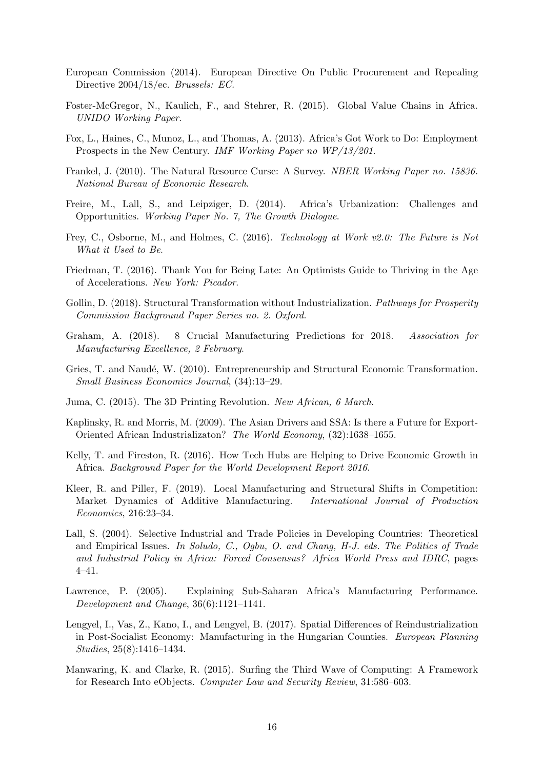European Commission (2014). European Directive On Public Procurement and Repealing Directive 2004/18/ec. *Brussels: EC.*

Foster-McGregor, N., Kaulich, F., and Stehrer, R. (2015). Global Value Chains in Africa. *UNIDO Working Paper*.

Fox, L., Haines, C., Munoz, L., and Thomas, A. (2013). Africa's Got Work to Do: Employment Prospects in the New Century. *IMF Working Paper no WP/13/201*.

Frankel, J. (2010). The Natural Resource Curse: A Survey. *NBER Working Paper no. 15836. National Bureau of Economic Research*.

Freire, M., Lall, S., and Leipziger, D. (2014). Africa's Urbanization: Challenges and Opportunities. *Working Paper No. 7, The Growth Dialogue*.

Frey, C., Osborne, M., and Holmes, C. (2016). *Technology at Work v2.0: The Future is Not What it Used to Be*.

Friedman, T. (2016). Thank You for Being Late: An Optimists Guide to Thriving in the Age of Accelerations. *New York: Picador*.

Gollin, D. (2018). Structural Transformation without Industrialization. *Pathways for Prosperity Commission Background Paper Series no. 2. Oxford*.

Graham, A. (2018). 8 Crucial Manufacturing Predictions for 2018. *Association for Manufacturing Excellence, 2 February*.

Gries, T. and Naudé, W. (2010). Entrepreneurship and Structural Economic Transformation. *Small Business Economics Journal*, (34):13–29.

Juma, C. (2015). The 3D Printing Revolution. *New African, 6 March*.

Kaplinsky, R. and Morris, M. (2009). The Asian Drivers and SSA: Is there a Future for Export-Oriented African Industrializaton? *The World Economy*, (32):1638–1655.

Kelly, T. and Fireston, R. (2016). How Tech Hubs are Helping to Drive Economic Growth in Africa. *Background Paper for the World Development Report 2016*.

Kleer, R. and Piller, F. (2019). Local Manufacturing and Structural Shifts in Competition: Market Dynamics of Additive Manufacturing. *International Journal of Production Economics*, 216:23–34.

Lall, S. (2004). Selective Industrial and Trade Policies in Developing Countries: Theoretical and Empirical Issues. *In Soludo, C., Ogbu, O. and Chang, H-J. eds. The Politics of Trade and Industrial Policy in Africa: Forced Consensus? Africa World Press and IDRC*, pages 4–41.

Lawrence, P. (2005). Explaining Sub-Saharan Africa's Manufacturing Performance. *Development and Change*, 36(6):1121–1141.

Lengyel, I., Vas, Z., Kano, I., and Lengyel, B. (2017). Spatial Differences of Reindustrialization in Post-Socialist Economy: Manufacturing in the Hungarian Counties. *European Planning Studies*, 25(8):1416–1434.

Manwaring, K. and Clarke, R. (2015). Surfing the Third Wave of Computing: A Framework for Research Into eObjects. *Computer Law and Security Review*, 31:586–603.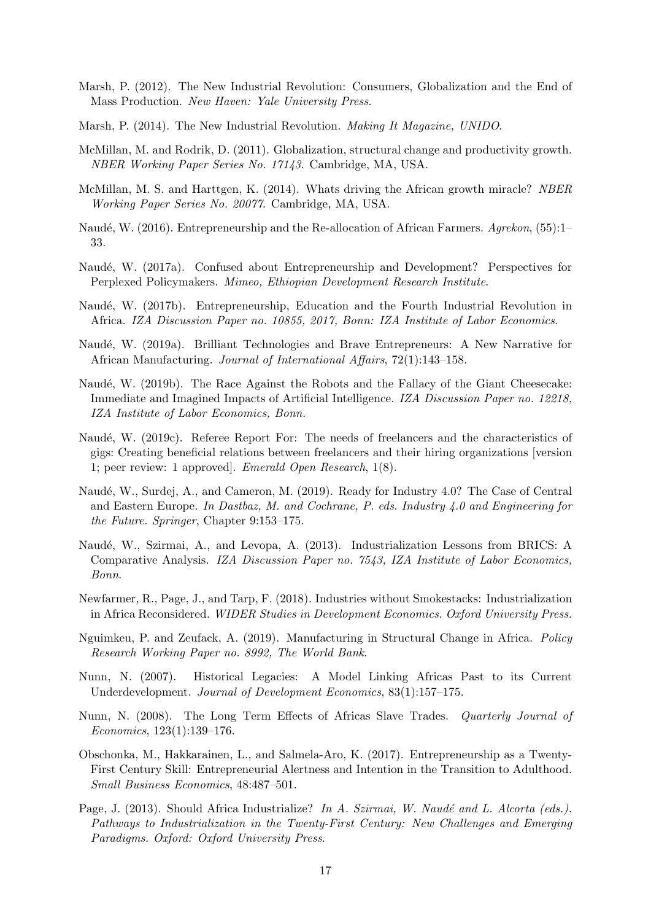Marsh, P. (2012). The New Industrial Revolution: Consumers, Globalization and the End of Mass Production. *New Haven: Yale University Press*.

Marsh, P. (2014). The New Industrial Revolution. *Making It Magazine, UNIDO*.

McMillan, M. and Rodrik, D. (2011). Globalization, structural change and productivity growth. *NBER Working Paper Series No. 17143*. Cambridge, MA, USA.

McMillan, M. S. and Harttgen, K. (2014). Whats driving the African growth miracle? *NBER Working Paper Series No. 20077*. Cambridge, MA, USA.

Naudé, W. (2016). Entrepreneurship and the Re-allocation of African Farmers. *Agrekon*, (55):1–33.

Naudé, W. (2017a). Confused about Entrepreneurship and Development? Perspectives for Perplexed Policymakers. *Mimeo, Ethiopian Development Research Institute*.

Naudé, W. (2017b). Entrepreneurship, Education and the Fourth Industrial Revolution in Africa. *IZA Discussion Paper no. 10855, 2017, Bonn: IZA Institute of Labor Economics*.

Naudé, W. (2019a). Brilliant Technologies and Brave Entrepreneurs: A New Narrative for African Manufacturing. *Journal of International Affairs*, 72(1):143–158.

Naudé, W. (2019b). The Race Against the Robots and the Fallacy of the Giant Cheesecake: Immediate and Imagined Impacts of Artificial Intelligence. *IZA Discussion Paper no. 12218, IZA Institute of Labor Economics, Bonn*.

Naudé, W. (2019c). Referee Report For: The needs of freelancers and the characteristics of gigs: Creating beneficial relations between freelancers and their hiring organizations [version 1; peer review: 1 approved]. *Emerald Open Research*, 1(8).

Naudé, W., Surdej, A., and Cameron, M. (2019). Ready for Industry 4.0? The Case of Central and Eastern Europe. *In Dastbaz, M. and Cochrane, P. eds. Industry 4.0 and Engineering for the Future. Springer*, Chapter 9:153–175.

Naudé, W., Szirmai, A., and Levopa, A. (2013). Industrialization Lessons from BRICS: A Comparative Analysis. *IZA Discussion Paper no. 7543, IZA Institute of Labor Economics, Bonn*.

Newfarmer, R., Page, J., and Tarp, F. (2018). Industries without Smokestacks: Industrialization in Africa Reconsidered. *WIDER Studies in Development Economics. Oxford University Press.*

Nguimkeu, P. and Zeufack, A. (2019). Manufacturing in Structural Change in Africa. *Policy Research Working Paper no. 8992, The World Bank*.

Nunn, N. (2007). Historical Legacies: A Model Linking Africas Past to its Current Underdevelopment. *Journal of Development Economics*, 83(1):157–175.

Nunn, N. (2008). The Long Term Effects of Africas Slave Trades. *Quarterly Journal of Economics*, 123(1):139–176.

Obschonka, M., Hakkarainen, L., and Salmela-Aro, K. (2017). Entrepreneurship as a Twenty-First Century Skill: Entrepreneurial Alertness and Intention in the Transition to Adulthood. *Small Business Economics*, 48:487–501.

Page, J. (2013). Should Africa Industrialize? *In A. Szirmai, W. Naudé and L. Alcorta (eds.). Pathways to Industrialization in the Twenty-First Century: New Challenges and Emerging Paradigms. Oxford: Oxford University Press.*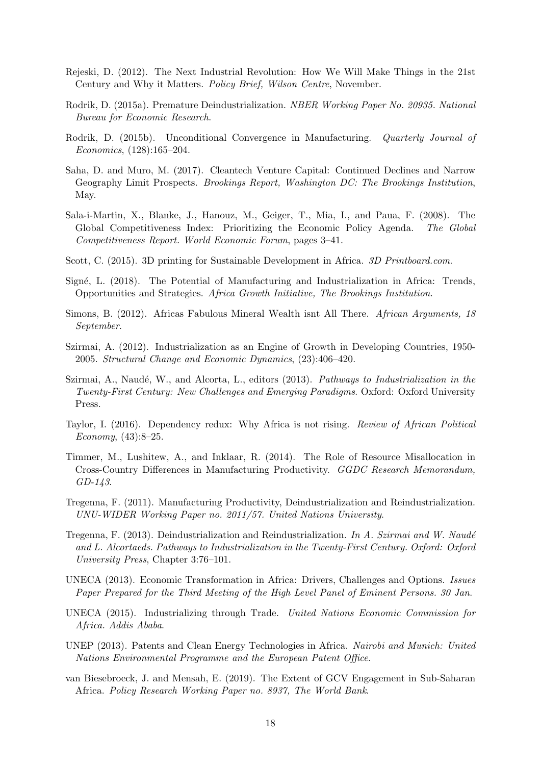Rejeski, D. (2012). The Next Industrial Revolution: How We Will Make Things in the 21st Century and Why it Matters. *Policy Brief, Wilson Centre*, November.

Rodrik, D. (2015a). Premature Deindustrialization. *NBER Working Paper No. 20935. National Bureau for Economic Research*.

Rodrik, D. (2015b). Unconditional Convergence in Manufacturing. *Quarterly Journal of Economics*, (128):165–204.

Saha, D. and Muro, M. (2017). Cleantech Venture Capital: Continued Declines and Narrow Geography Limit Prospects. *Brookings Report, Washington DC: The Brookings Institution*, May.

Sala-i-Martin, X., Blanke, J., Hanouz, M., Geiger, T., Mia, I., and Paua, F. (2008). The Global Competitiveness Index: Prioritizing the Economic Policy Agenda. *The Global Competitiveness Report. World Economic Forum*, pages 3–41.

Scott, C. (2015). 3D printing for Sustainable Development in Africa. *3D Printboard.com*.

Signé, L. (2018). The Potential of Manufacturing and Industrialization in Africa: Trends, Opportunities and Strategies. *Africa Growth Initiative, The Brookings Institution*.

Simons, B. (2012). Africas Fabulous Mineral Wealth isnt All There. *African Arguments, 18 September*.

Szirmai, A. (2012). Industrialization as an Engine of Growth in Developing Countries, 1950-2005. *Structural Change and Economic Dynamics*, (23):406–420.

Szirmai, A., Naudé, W., and Alcorta, L., editors (2013). *Pathways to Industrialization in the Twenty-First Century: New Challenges and Emerging Paradigms*. Oxford: Oxford University Press.

Taylor, I. (2016). Dependency redux: Why Africa is not rising. *Review of African Political Economy*, (43):8–25.

Timmer, M., Lushitew, A., and Inklaar, R. (2014). The Role of Resource Misallocation in Cross-Country Differences in Manufacturing Productivity. *GGDC Research Memorandum, GD-143*.

Tregenna, F. (2011). Manufacturing Productivity, Deindustrialization and Reindustrialization. *UNU-WIDER Working Paper no. 2011/57. United Nations University*.

Tregenna, F. (2013). Deindustrialization and Reindustrialization. *In A. Szirmai and W. Naudé and L. Alcortaeds. Pathways to Industrialization in the Twenty-First Century. Oxford: Oxford University Press*, Chapter 3:76–101.

UNECA (2013). Economic Transformation in Africa: Drivers, Challenges and Options. *Issues Paper Prepared for the Third Meeting of the High Level Panel of Eminent Persons. 30 Jan*.

UNECA (2015). Industrializing through Trade. *United Nations Economic Commission for Africa. Addis Ababa*.

UNEP (2013). Patents and Clean Energy Technologies in Africa. *Nairobi and Munich: United Nations Environmental Programme and the European Patent Office*.

van Biesebroeck, J. and Mensah, E. (2019). The Extent of GCV Engagement in Sub-Saharan Africa. *Policy Research Working Paper no. 8937, The World Bank*.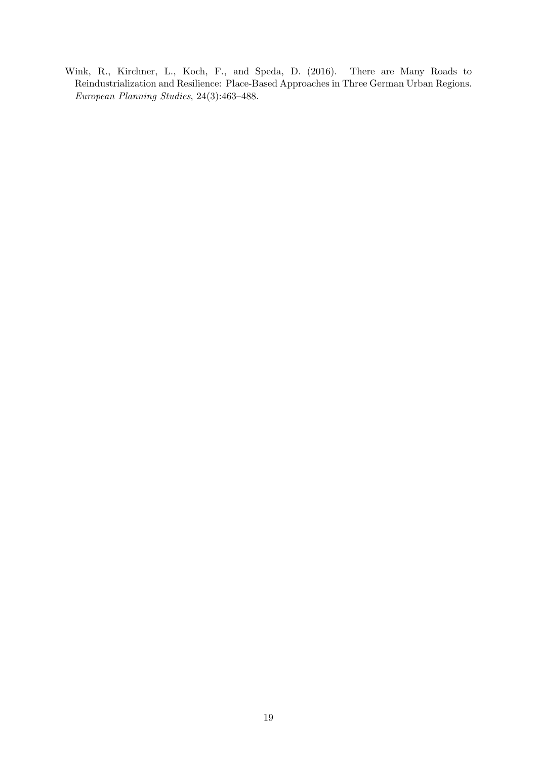Wink, R., Kirchner, L., Koch, F., and Speda, D. (2016). There are Many Roads to Reindustrialization and Resilience: Place-Based Approaches in Three German Urban Regions. *European Planning Studies*, 24(3):463–488.